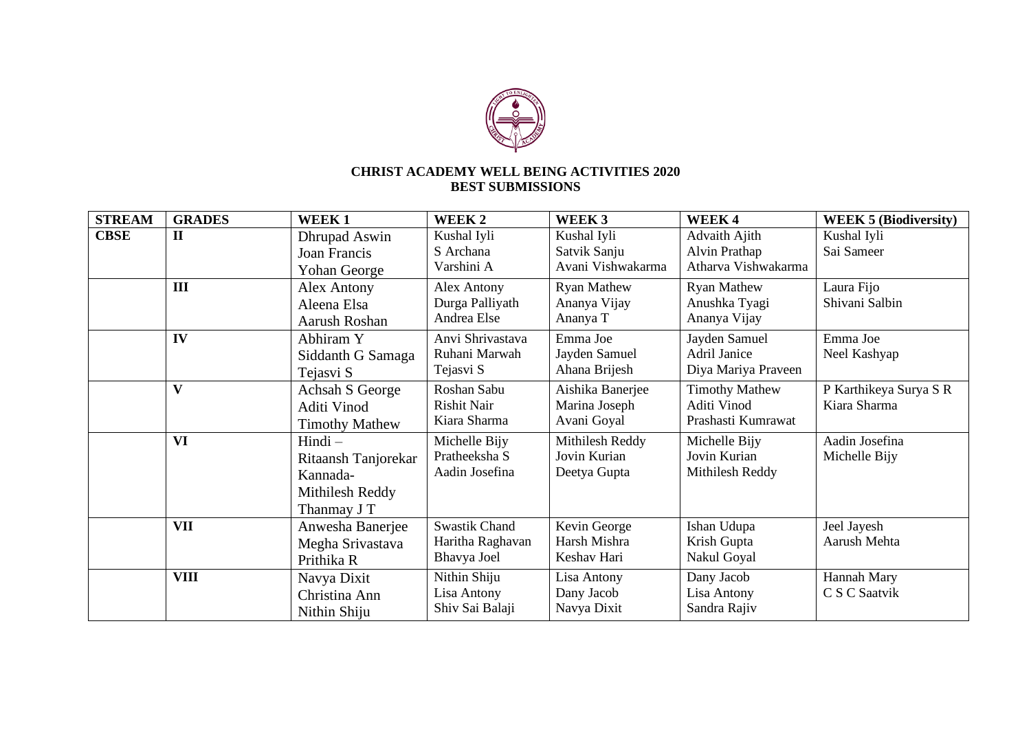**CHRIST ACADEMY WELL BEING ACTIVITIES 2020**
**BEST SUBMISSIONS**

| STREAM | GRADES | WEEK 1 | WEEK 2 | WEEK 3 | WEEK 4 | WEEK 5 (Biodiversity) |
|---|---|---|---|---|---|---|
| **CBSE** | **II** | Dhrupad Aswin<br>Joan Francis<br>Yohan George | Kushal Iyli<br>S Archana<br>Varshini A | Kushal Iyli<br>Satvik Sanju<br>Avani Vishwakarma | Advaith Ajith<br>Alvin Prathap<br>Atharva Vishwakarma | Kushal Iyli<br>Sai Sameer |
| | **III** | Alex Antony<br>Aleena Elsa<br>Aarush Roshan | Alex Antony<br>Durga Palliyath<br>Andrea Else | Ryan Mathew<br>Ananya Vijay<br>Ananya T | Ryan Mathew<br>Anushka Tyagi<br>Ananya Vijay | Laura Fijo<br>Shivani Salbin |
| | **IV** | Abhiram Y<br>Siddanth G Samaga<br>Tejasvi S | Anvi Shrivastava<br>Ruhani Marwah<br>Tejasvi S | Emma Joe<br>Jayden Samuel<br>Ahana Brijesh | Jayden Samuel<br>Adril Janice<br>Diya Mariya Praveen | Emma Joe<br>Neel Kashyap |
| | **V** | Achsah S George<br>Aditi Vinod<br>Timothy Mathew | Roshan Sabu<br>Rishit Nair<br>Kiara Sharma | Aishika Banerjee<br>Marina Joseph<br>Avani Goyal | Timothy Mathew<br>Aditi Vinod<br>Prashasti Kumrawat | P Karthikeya Surya S R<br>Kiara Sharma |
| | **VI** | Hindi –<br>Ritaansh Tanjorekar<br>Kannada-<br>Mithilesh Reddy<br>Thanmay J T | Michelle Bijy<br>Pratheeksha S<br>Aadin Josefina | Mithilesh Reddy<br>Jovin Kurian<br>Deetya Gupta | Michelle Bijy<br>Jovin Kurian<br>Mithilesh Reddy | Aadin Josefina<br>Michelle Bijy |
| | **VII** | Anwesha Banerjee<br>Megha Srivastava<br>Prithika R | Swastik Chand<br>Haritha Raghavan<br>Bhavya Joel | Kevin George<br>Harsh Mishra<br>Keshav Hari | Ishan Udupa<br>Krish Gupta<br>Nakul Goyal | Jeel Jayesh<br>Aarush Mehta |
| | **VIII** | Navya Dixit<br>Christina Ann<br>Nithin Shiju | Nithin Shiju<br>Lisa Antony<br>Shiv Sai Balaji | Lisa Antony<br>Dany Jacob<br>Navya Dixit | Dany Jacob<br>Lisa Antony<br>Sandra Rajiv | Hannah Mary<br>C S C Saatvik |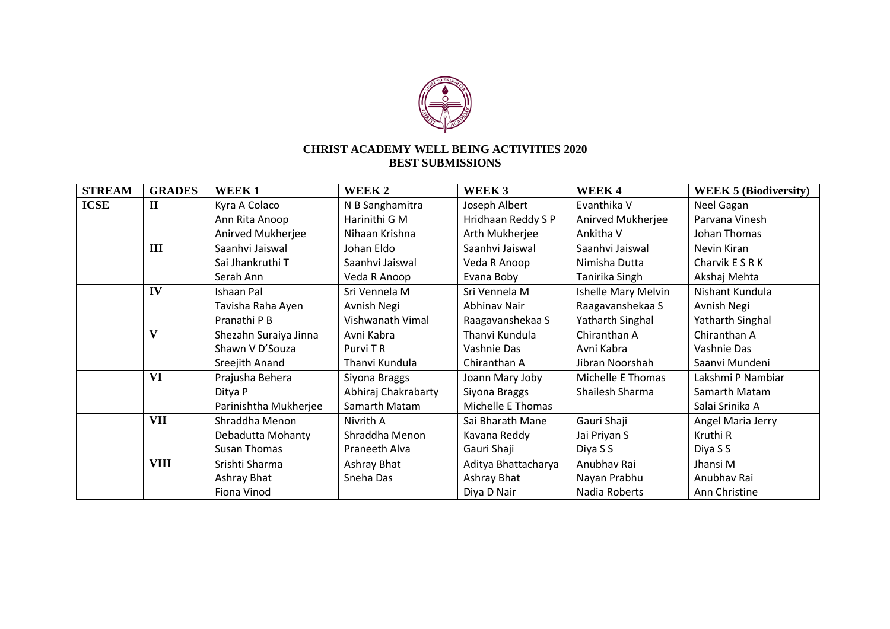**CHRIST ACADEMY WELL BEING ACTIVITIES 2020**
**BEST SUBMISSIONS**

| STREAM | GRADES | WEEK 1 | WEEK 2 | WEEK 3 | WEEK 4 | WEEK 5 (Biodiversity) |
|---|---|---|---|---|---|---|
| ICSE | II | Kyra A Colaco | N B Sanghamitra | Joseph Albert | Evanthika V | Neel Gagan |
| | | Ann Rita Anoop | Harinithi G M | Hridhaan Reddy S P | Anirved Mukherjee | Parvana Vinesh |
| | | Anirved Mukherjee | Nihaan Krishna | Arth Mukherjee | Ankitha V | Johan Thomas |
| | III | Saanhvi Jaiswal | Johan Eldo | Saanhvi Jaiswal | Saanhvi Jaiswal | Nevin Kiran |
| | | Sai Jhankruthi T | Saanhvi Jaiswal | Veda R Anoop | Nimisha Dutta | Charvik E S R K |
| | | Serah Ann | Veda R Anoop | Evana Boby | Tanirika Singh | Akshaj Mehta |
| | IV | Ishaan Pal | Sri Vennela M | Sri Vennela M | Ishelle Mary Melvin | Nishant Kundula |
| | | Tavisha Raha Ayen | Avnish Negi | Abhinav Nair | Raagavanshekaa S | Avnish Negi |
| | | Pranathi P B | Vishwanath Vimal | Raagavanshekaa S | Yatharth Singhal | Yatharth Singhal |
| | V | Shezahn Suraiya Jinna | Avni Kabra | Thanvi Kundula | Chiranthan A | Chiranthan A |
| | | Shawn V D'Souza | Purvi T R | Vashnie Das | Avni Kabra | Vashnie Das |
| | | Sreejith Anand | Thanvi Kundula | Chiranthan A | Jibran Noorshah | Saanvi Mundeni |
| | VI | Prajusha Behera | Siyona Braggs | Joann Mary Joby | Michelle E Thomas | Lakshmi P Nambiar |
| | | Ditya P | Abhiraj Chakrabarty | Siyona Braggs | Shailesh Sharma | Samarth Matam |
| | | Parinishtha Mukherjee | Samarth Matam | Michelle E Thomas | | Salai Srinika A |
| | VII | Shraddha Menon | Nivrith A | Sai Bharath Mane | Gauri Shaji | Angel Maria Jerry |
| | | Debadutta Mohanty | Shraddha Menon | Kavana Reddy | Jai Priyan S | Kruthi R |
| | | Susan Thomas | Praneeth Alva | Gauri Shaji | Diya S S | Diya S S |
| | VIII | Srishti Sharma | Ashray Bhat | Aditya Bhattacharya | Anubhav Rai | Jhansi M |
| | | Ashray Bhat | Sneha Das | Ashray Bhat | Nayan Prabhu | Anubhav Rai |
| | | Fiona Vinod | | Diya D Nair | Nadia Roberts | Ann Christine |